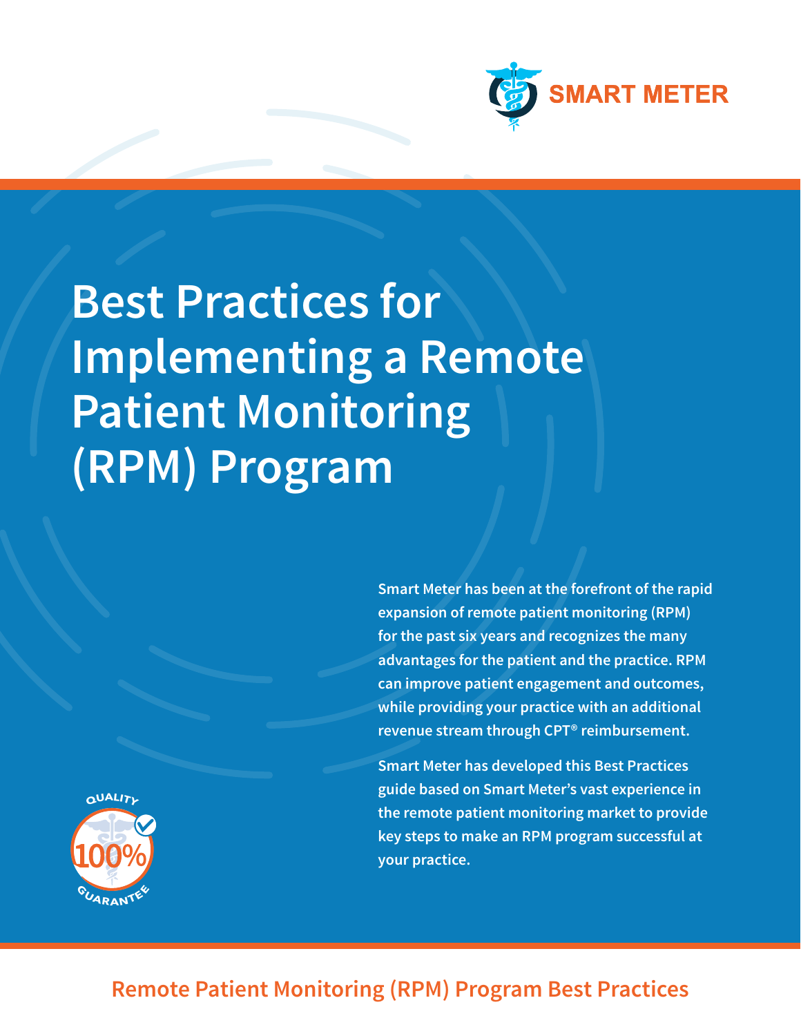SMART METER

# Best Practices for Implementing a Remote Patient Monitoring (RPM) Program

**Smart Meter has been at the forefront of the rapid expansion of remote patient monitoring (RPM) for the past six years and recognizes the many advantages for the patient and the practice. RPM can improve patient engagement and outcomes, while providing your practice with an additional revenue stream through CPT® reimbursement.**

**Smart Meter has developed this Best Practices guide based on Smart Meter's vast experience in the remote patient monitoring market to provide key steps to make an RPM program successful at your practice.**

QUALITY 100% GUARANTEE

## Remote Patient Monitoring (RPM) Program Best Practices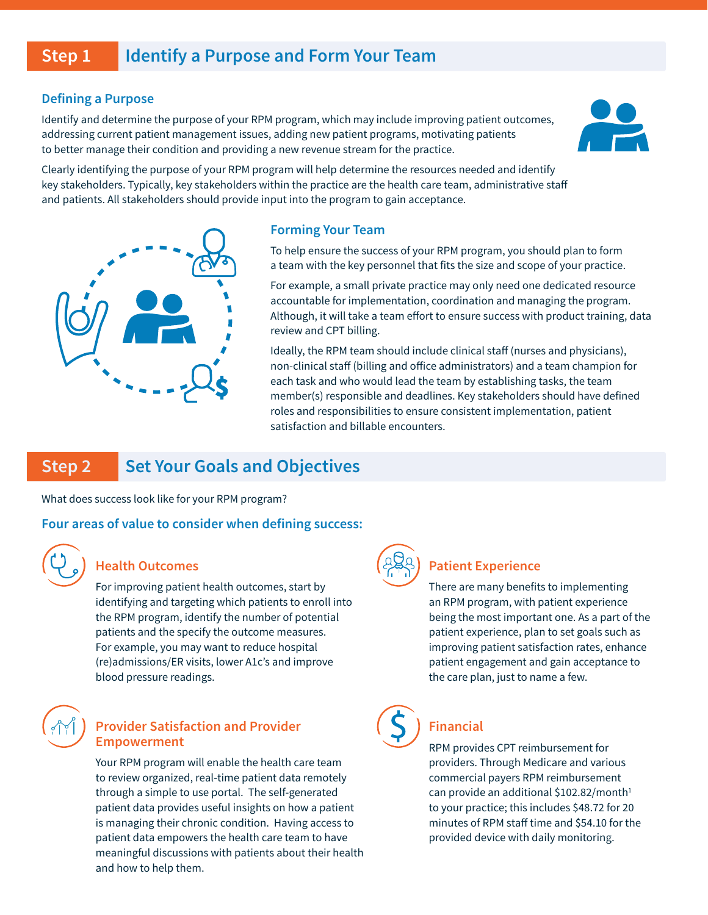## Step 1 Identify a Purpose and Form Your Team

### Defining a Purpose

Identify and determine the purpose of your RPM program, which may include improving patient outcomes, addressing current patient management issues, adding new patient programs, motivating patients to better manage their condition and providing a new revenue stream for the practice.

Clearly identifying the purpose of your RPM program will help determine the resources needed and identify key stakeholders. Typically, key stakeholders within the practice are the health care team, administrative staff and patients. All stakeholders should provide input into the program to gain acceptance.

### Forming Your Team

To help ensure the success of your RPM program, you should plan to form a team with the key personnel that fits the size and scope of your practice.

For example, a small private practice may only need one dedicated resource accountable for implementation, coordination and managing the program. Although, it will take a team effort to ensure success with product training, data review and CPT billing.

Ideally, the RPM team should include clinical staff (nurses and physicians), non-clinical staff (billing and office administrators) and a team champion for each task and who would lead the team by establishing tasks, the team member(s) responsible and deadlines. Key stakeholders should have defined roles and responsibilities to ensure consistent implementation, patient satisfaction and billable encounters.

## Step 2 Set Your Goals and Objectives

What does success look like for your RPM program?

### Four areas of value to consider when defining success:

#### Health Outcomes

For improving patient health outcomes, start by identifying and targeting which patients to enroll into the RPM program, identify the number of potential patients and the specify the outcome measures. For example, you may want to reduce hospital (re)admissions/ER visits, lower A1c's and improve blood pressure readings.

#### Provider Satisfaction and Provider Empowerment

Your RPM program will enable the health care team to review organized, real-time patient data remotely through a simple to use portal. The self-generated patient data provides useful insights on how a patient is managing their chronic condition. Having access to patient data empowers the health care team to have meaningful discussions with patients about their health and how to help them.

#### Patient Experience

There are many benefits to implementing an RPM program, with patient experience being the most important one. As a part of the patient experience, plan to set goals such as improving patient satisfaction rates, enhance patient engagement and gain acceptance to the care plan, just to name a few.

#### Financial

RPM provides CPT reimbursement for providers. Through Medicare and various commercial payers RPM reimbursement can provide an additional $102.82/month[1] to your practice; this includes $48.72 for 20 minutes of RPM staff time and $54.10 for the provided device with daily monitoring.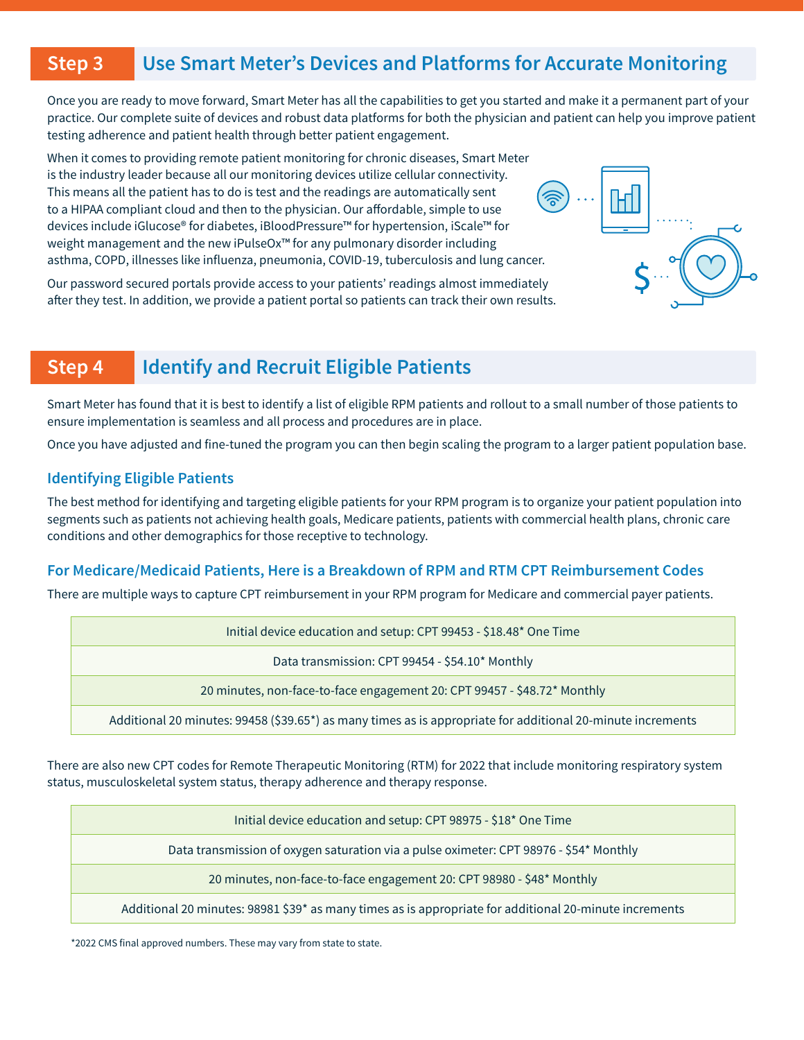## Step 3 Use Smart Meter's Devices and Platforms for Accurate Monitoring

Once you are ready to move forward, Smart Meter has all the capabilities to get you started and make it a permanent part of your practice. Our complete suite of devices and robust data platforms for both the physician and patient can help you improve patient testing adherence and patient health through better patient engagement.

When it comes to providing remote patient monitoring for chronic diseases, Smart Meter is the industry leader because all our monitoring devices utilize cellular connectivity. This means all the patient has to do is test and the readings are automatically sent to a HIPAA compliant cloud and then to the physician. Our affordable, simple to use devices include iGlucose® for diabetes, iBloodPressure™ for hypertension, iScale™ for weight management and the new iPulseOx™ for any pulmonary disorder including asthma, COPD, illnesses like influenza, pneumonia, COVID-19, tuberculosis and lung cancer.

Our password secured portals provide access to your patients' readings almost immediately after they test. In addition, we provide a patient portal so patients can track their own results.

## Step 4 Identify and Recruit Eligible Patients

Smart Meter has found that it is best to identify a list of eligible RPM patients and rollout to a small number of those patients to ensure implementation is seamless and all process and procedures are in place.

Once you have adjusted and fine-tuned the program you can then begin scaling the program to a larger patient population base.

### Identifying Eligible Patients

The best method for identifying and targeting eligible patients for your RPM program is to organize your patient population into segments such as patients not achieving health goals, Medicare patients, patients with commercial health plans, chronic care conditions and other demographics for those receptive to technology.

### For Medicare/Medicaid Patients, Here is a Breakdown of RPM and RTM CPT Reimbursement Codes

There are multiple ways to capture CPT reimbursement in your RPM program for Medicare and commercial payer patients.

| |
|---|
| Initial device education and setup: CPT 99453 - $18.48* One Time |
| Data transmission: CPT 99454 - $54.10* Monthly |
| 20 minutes, non-face-to-face engagement 20: CPT 99457 - $48.72* Monthly |
| Additional 20 minutes: 99458 ($39.65*) as many times as is appropriate for additional 20-minute increments |

There are also new CPT codes for Remote Therapeutic Monitoring (RTM) for 2022 that include monitoring respiratory system status, musculoskeletal system status, therapy adherence and therapy response.

| |
|---|
| Initial device education and setup: CPT 98975 - $18* One Time |
| Data transmission of oxygen saturation via a pulse oximeter: CPT 98976 - $54* Monthly |
| 20 minutes, non-face-to-face engagement 20: CPT 98980 - $48* Monthly |
| Additional 20 minutes: 98981 $39* as many times as is appropriate for additional 20-minute increments |

*2022 CMS final approved numbers. These may vary from state to state.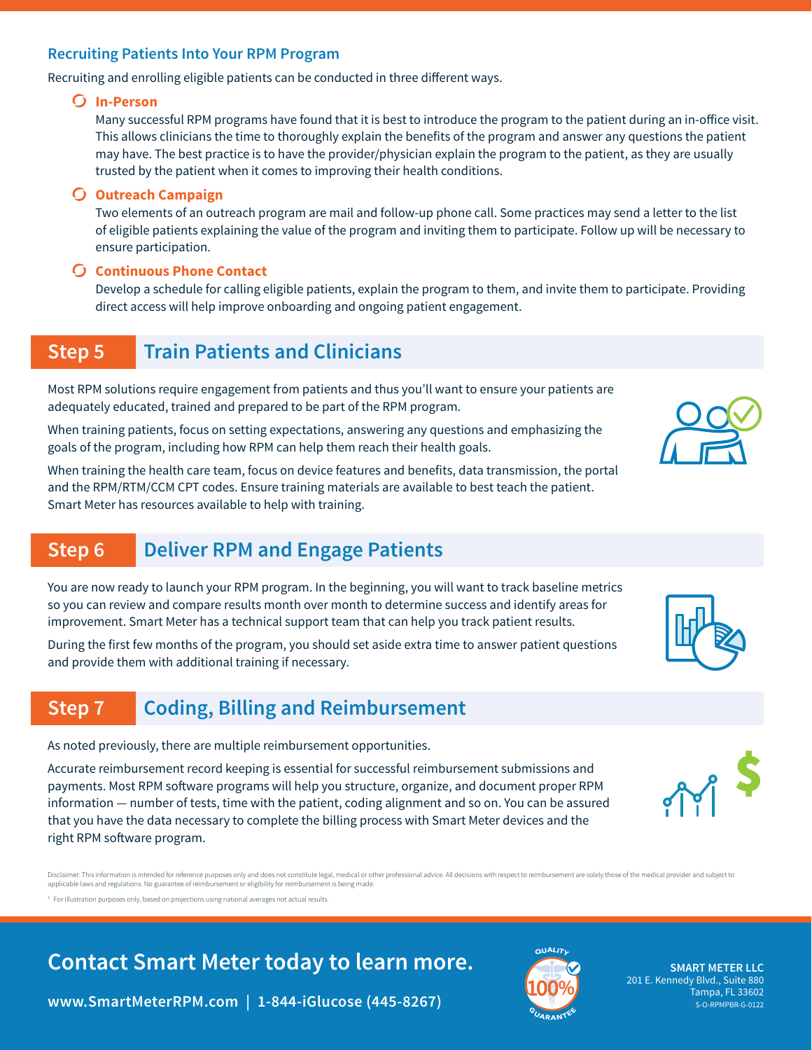## Recruiting Patients Into Your RPM Program

Recruiting and enrolling eligible patients can be conducted in three different ways.

- **In-Person**
  Many successful RPM programs have found that it is best to introduce the program to the patient during an in-office visit. This allows clinicians the time to thoroughly explain the benefits of the program and answer any questions the patient may have. The best practice is to have the provider/physician explain the program to the patient, as they are usually trusted by the patient when it comes to improving their health conditions.

- **Outreach Campaign**
  Two elements of an outreach program are mail and follow-up phone call. Some practices may send a letter to the list of eligible patients explaining the value of the program and inviting them to participate. Follow up will be necessary to ensure participation.

- **Continuous Phone Contact**
  Develop a schedule for calling eligible patients, explain the program to them, and invite them to participate. Providing direct access will help improve onboarding and ongoing patient engagement.

## Step 5 Train Patients and Clinicians

Most RPM solutions require engagement from patients and thus you'll want to ensure your patients are adequately educated, trained and prepared to be part of the RPM program.

When training patients, focus on setting expectations, answering any questions and emphasizing the goals of the program, including how RPM can help them reach their health goals.

When training the health care team, focus on device features and benefits, data transmission, the portal and the RPM/RTM/CCM CPT codes. Ensure training materials are available to best teach the patient. Smart Meter has resources available to help with training.

## Step 6 Deliver RPM and Engage Patients

You are now ready to launch your RPM program. In the beginning, you will want to track baseline metrics so you can review and compare results month over month to determine success and identify areas for improvement. Smart Meter has a technical support team that can help you track patient results.

During the first few months of the program, you should set aside extra time to answer patient questions and provide them with additional training if necessary.

## Step 7 Coding, Billing and Reimbursement

As noted previously, there are multiple reimbursement opportunities.

Accurate reimbursement record keeping is essential for successful reimbursement submissions and payments. Most RPM software programs will help you structure, organize, and document proper RPM information — number of tests, time with the patient, coding alignment and so on. You can be assured that you have the data necessary to complete the billing process with Smart Meter devices and the right RPM software program.

Disclaimer: This information is intended for reference purposes only and does not constitute legal, medical or other professional advice. All decisions with respect to reimbursement are solely those of the medical provider and subject to applicable laws and regulations. No guarantee of reimbursement or eligibility for reimbursement is being made.

[1] For Illustration purposes only, based on projections using national averages not actual results.

## Contact Smart Meter today to learn more.

www.SmartMeterRPM.com | 1-844-iGlucose (445-8267)

QUALITY 100% GUARANTEE

**SMART METER LLC**
201 E. Kennedy Blvd., Suite 880
Tampa, FL 33602
S-O-RPMPBR-G-0122